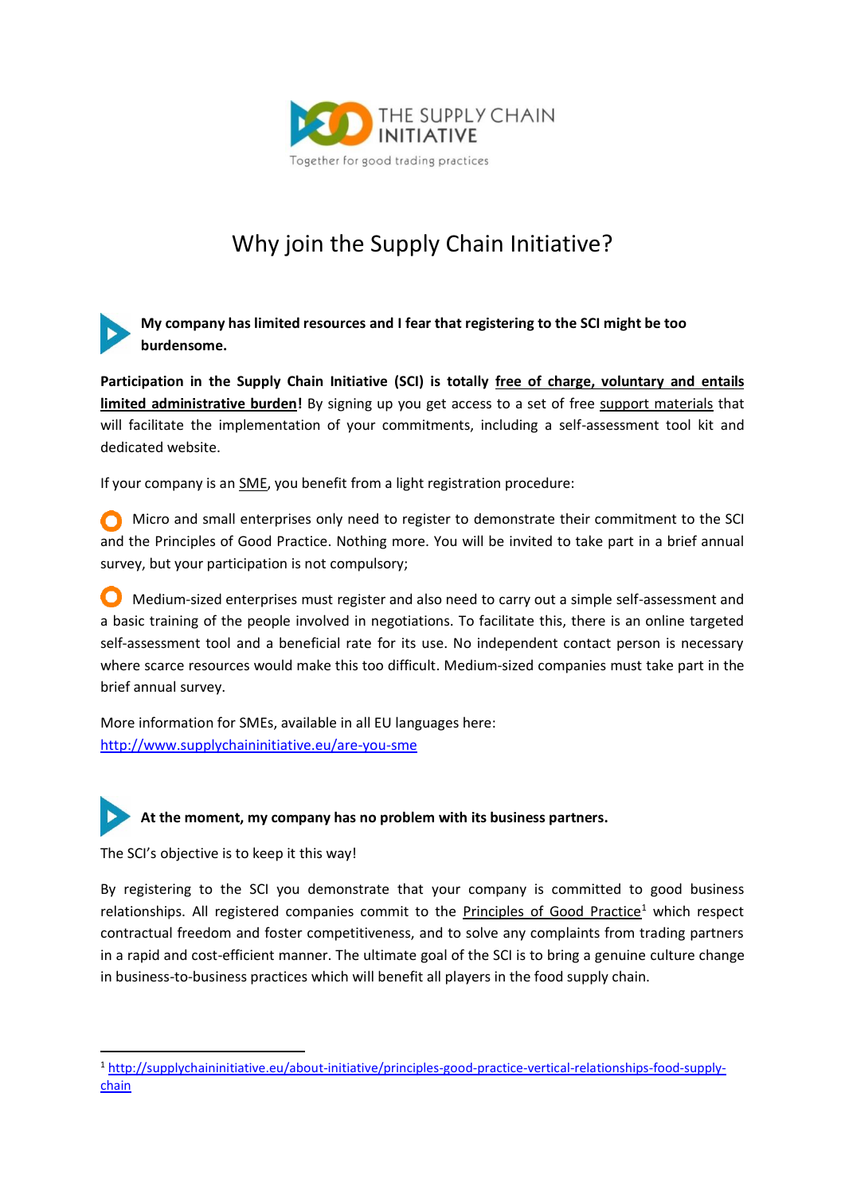THE SUPPLY CHAIN INITIATIVE

Together for good trading practices

# Why join the Supply Chain Initiative?

### My company has limited resources and I fear that registering to the SCI might be too burdensome.

**Participation in the Supply Chain Initiative (SCI) is totally free of charge, voluntary and entails limited administrative burden!** By signing up you get access to a set of free support materials that will facilitate the implementation of your commitments, including a self-assessment tool kit and dedicated website.

If your company is an SME, you benefit from a light registration procedure:

- Micro and small enterprises only need to register to demonstrate their commitment to the SCI and the Principles of Good Practice. Nothing more. You will be invited to take part in a brief annual survey, but your participation is not compulsory;

- Medium-sized enterprises must register and also need to carry out a simple self-assessment and a basic training of the people involved in negotiations. To facilitate this, there is an online targeted self-assessment tool and a beneficial rate for its use. No independent contact person is necessary where scarce resources would make this too difficult. Medium-sized companies must take part in the brief annual survey.

More information for SMEs, available in all EU languages here:
http://www.supplychaininitiative.eu/are-you-sme

### At the moment, my company has no problem with its business partners.

The SCI's objective is to keep it this way!

By registering to the SCI you demonstrate that your company is committed to good business relationships. All registered companies commit to the Principles of Good Practice[1] which respect contractual freedom and foster competitiveness, and to solve any complaints from trading partners in a rapid and cost-efficient manner. The ultimate goal of the SCI is to bring a genuine culture change in business-to-business practices which will benefit all players in the food supply chain.

---

[1] http://supplychaininitiative.eu/about-initiative/principles-good-practice-vertical-relationships-food-supply-chain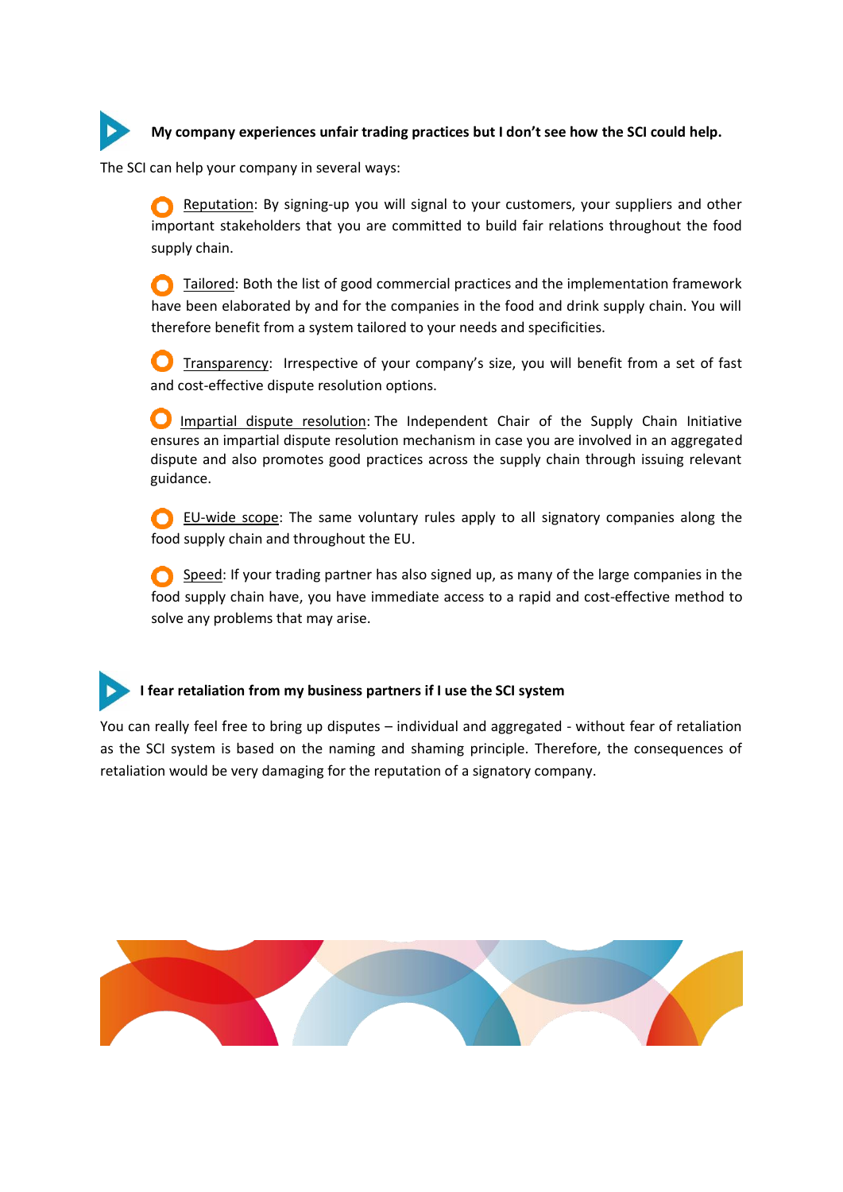## My company experiences unfair trading practices but I don't see how the SCI could help.

The SCI can help your company in several ways:

- Reputation: By signing-up you will signal to your customers, your suppliers and other important stakeholders that you are committed to build fair relations throughout the food supply chain.

- Tailored: Both the list of good commercial practices and the implementation framework have been elaborated by and for the companies in the food and drink supply chain. You will therefore benefit from a system tailored to your needs and specificities.

- Transparency: Irrespective of your company's size, you will benefit from a set of fast and cost-effective dispute resolution options.

- Impartial dispute resolution: The Independent Chair of the Supply Chain Initiative ensures an impartial dispute resolution mechanism in case you are involved in an aggregated dispute and also promotes good practices across the supply chain through issuing relevant guidance.

- EU-wide scope: The same voluntary rules apply to all signatory companies along the food supply chain and throughout the EU.

- Speed: If your trading partner has also signed up, as many of the large companies in the food supply chain have, you have immediate access to a rapid and cost-effective method to solve any problems that may arise.

## I fear retaliation from my business partners if I use the SCI system

You can really feel free to bring up disputes – individual and aggregated - without fear of retaliation as the SCI system is based on the naming and shaming principle. Therefore, the consequences of retaliation would be very damaging for the reputation of a signatory company.